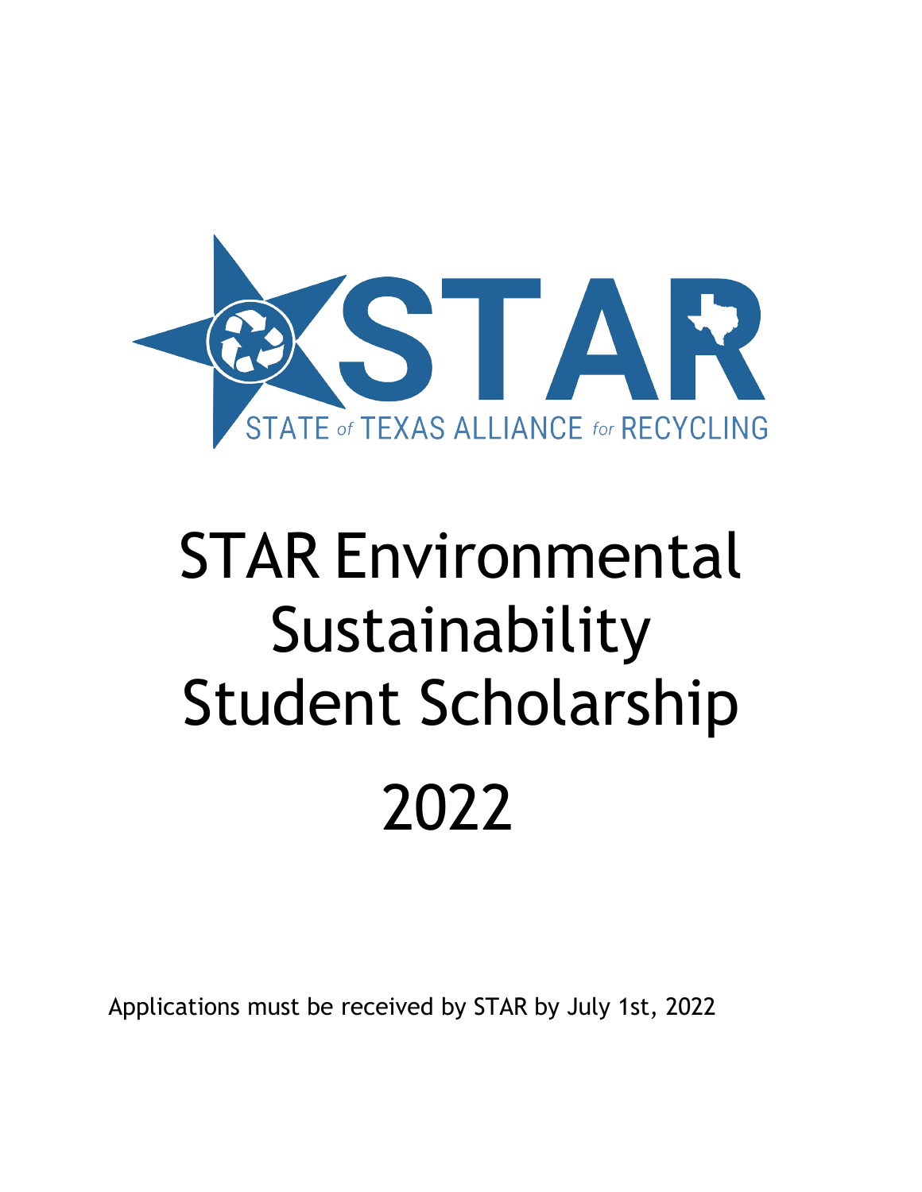STAR

STATE of TEXAS ALLIANCE for RECYCLING

# STAR Environmental Sustainability Student Scholarship

# 2022

Applications must be received by STAR by July 1st, 2022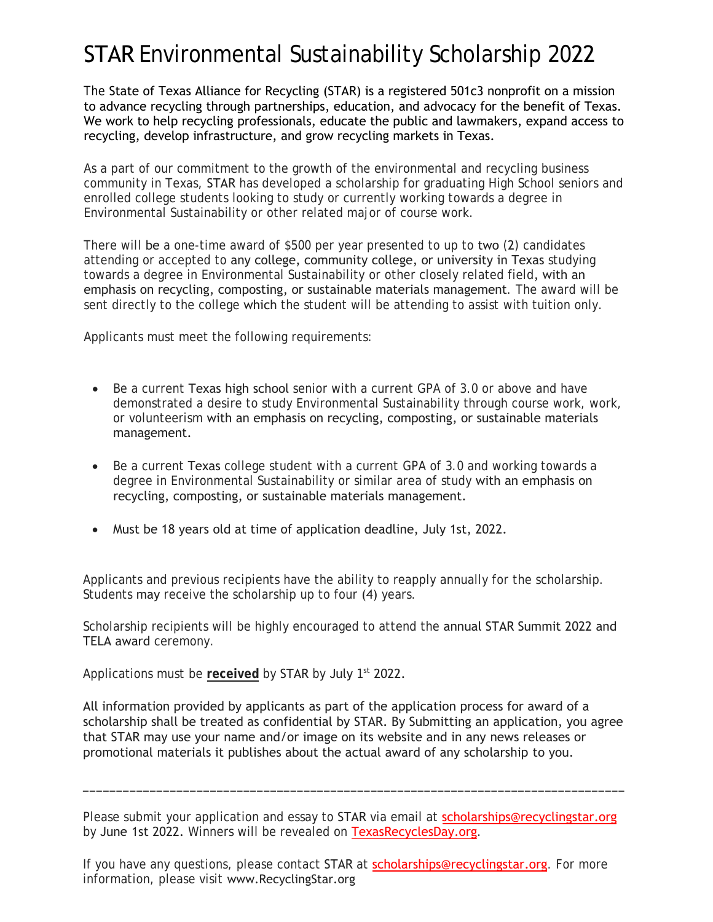# STAR Environmental Sustainability Scholarship 2022

The State of Texas Alliance for Recycling (STAR) is a registered 501c3 nonprofit on a mission to advance recycling through partnerships, education, and advocacy for the benefit of Texas. We work to help recycling professionals, educate the public and lawmakers, expand access to recycling, develop infrastructure, and grow recycling markets in Texas.

As a part of our commitment to the growth of the environmental and recycling business community in Texas, STAR has developed a scholarship for graduating High School seniors and enrolled college students looking to study or currently working towards a degree in Environmental Sustainability or other related major of course work.

There will be a one-time award of $500 per year presented to up to two (2) candidates attending or accepted to any college, community college, or university in Texas studying towards a degree in Environmental Sustainability or other closely related field, with an emphasis on recycling, composting, or sustainable materials management. The award will be sent directly to the college which the student will be attending to assist with tuition only.

Applicants must meet the following requirements:

- Be a current Texas high school senior with a current GPA of 3.0 or above and have demonstrated a desire to study Environmental Sustainability through course work, work, or volunteerism with an emphasis on recycling, composting, or sustainable materials management.
- Be a current Texas college student with a current GPA of 3.0 and working towards a degree in Environmental Sustainability or similar area of study with an emphasis on recycling, composting, or sustainable materials management.
- Must be 18 years old at time of application deadline, July 1st, 2022.

Applicants and previous recipients have the ability to reapply annually for the scholarship. Students may receive the scholarship up to four (4) years.

Scholarship recipients will be highly encouraged to attend the annual STAR Summit 2022 and TELA award ceremony.

Applications must be **received** by STAR by July 1st 2022.

All information provided by applicants as part of the application process for award of a scholarship shall be treated as confidential by STAR. By Submitting an application, you agree that STAR may use your name and/or image on its website and in any news releases or promotional materials it publishes about the actual award of any scholarship to you.

---

Please submit your application and essay to STAR via email at scholarships@recyclingstar.org by June 1st 2022. Winners will be revealed on TexasRecyclesDay.org.

If you have any questions, please contact STAR at scholarships@recyclingstar.org. For more information, please visit www.RecyclingStar.org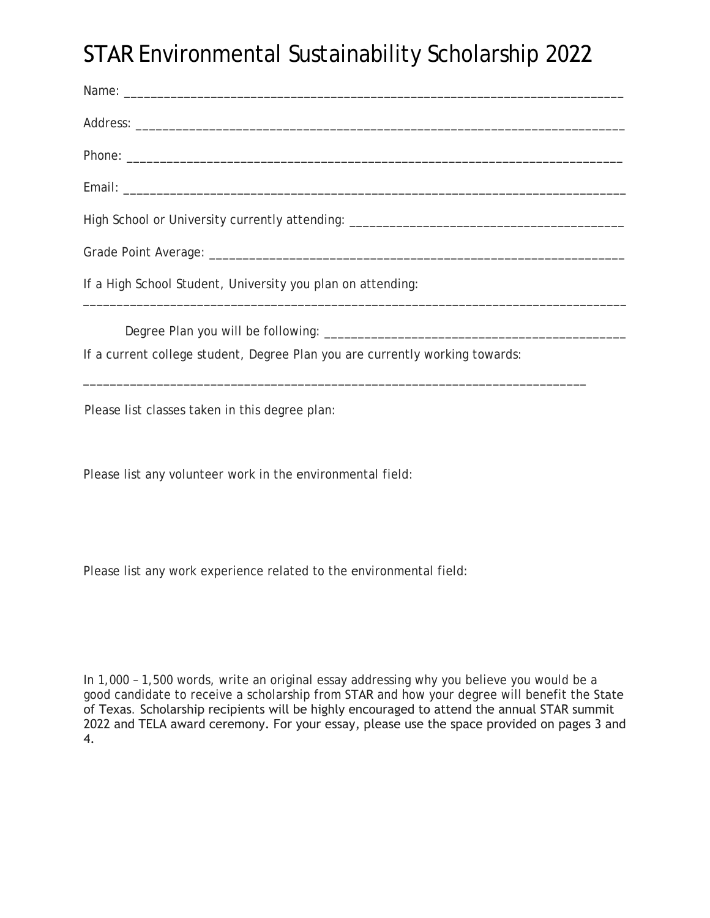# STAR Environmental Sustainability Scholarship 2022

Name: ___________________________________________________________________________

Address: _________________________________________________________________________

Phone: ___________________________________________________________________________

Email: ___________________________________________________________________________

High School or University currently attending: ________________________________________

Grade Point Average: ______________________________________________________________

If a High School Student, University you plan on attending:

_________________________________________________________________________________

Degree Plan you will be following: _____________________________________________

If a current college student, Degree Plan you are currently working towards:

___________________________________________________________________________

Please list classes taken in this degree plan:

Please list any volunteer work in the environmental field:

Please list any work experience related to the environmental field:

In 1,000 – 1,500 words, write an original essay addressing why you believe you would be a good candidate to receive a scholarship from STAR and how your degree will benefit the State of Texas. Scholarship recipients will be highly encouraged to attend the annual STAR summit 2022 and TELA award ceremony. For your essay, please use the space provided on pages 3 and 4.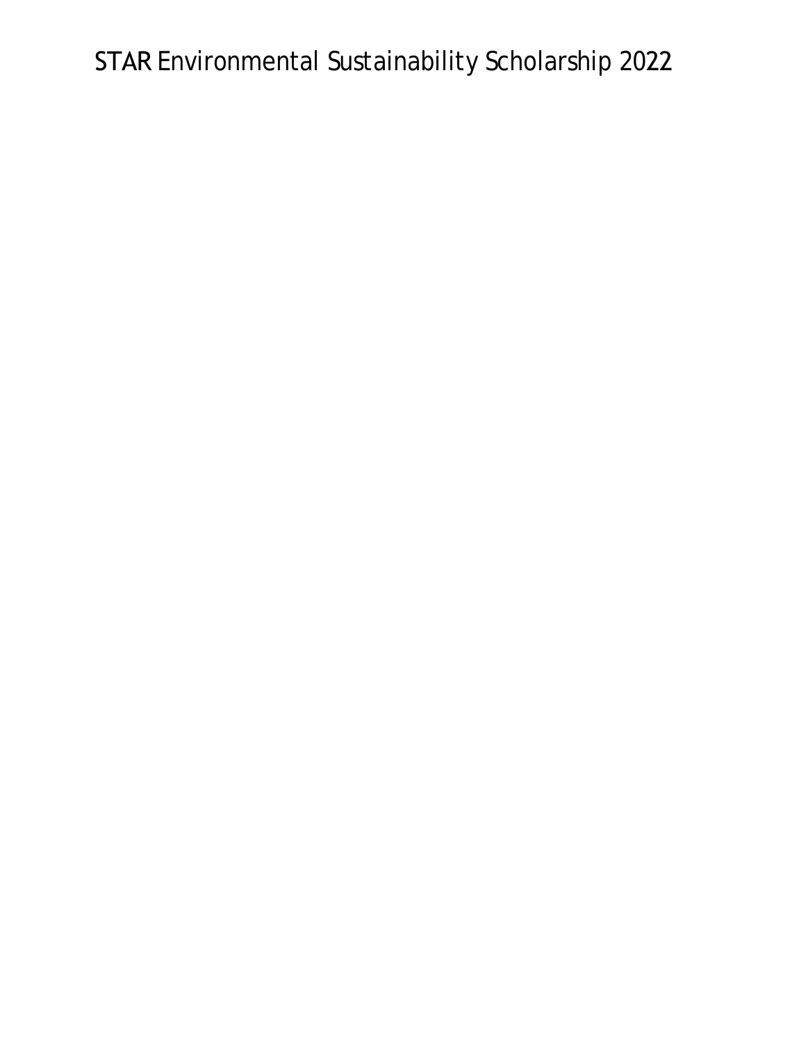# STAR Environmental Sustainability Scholarship 2022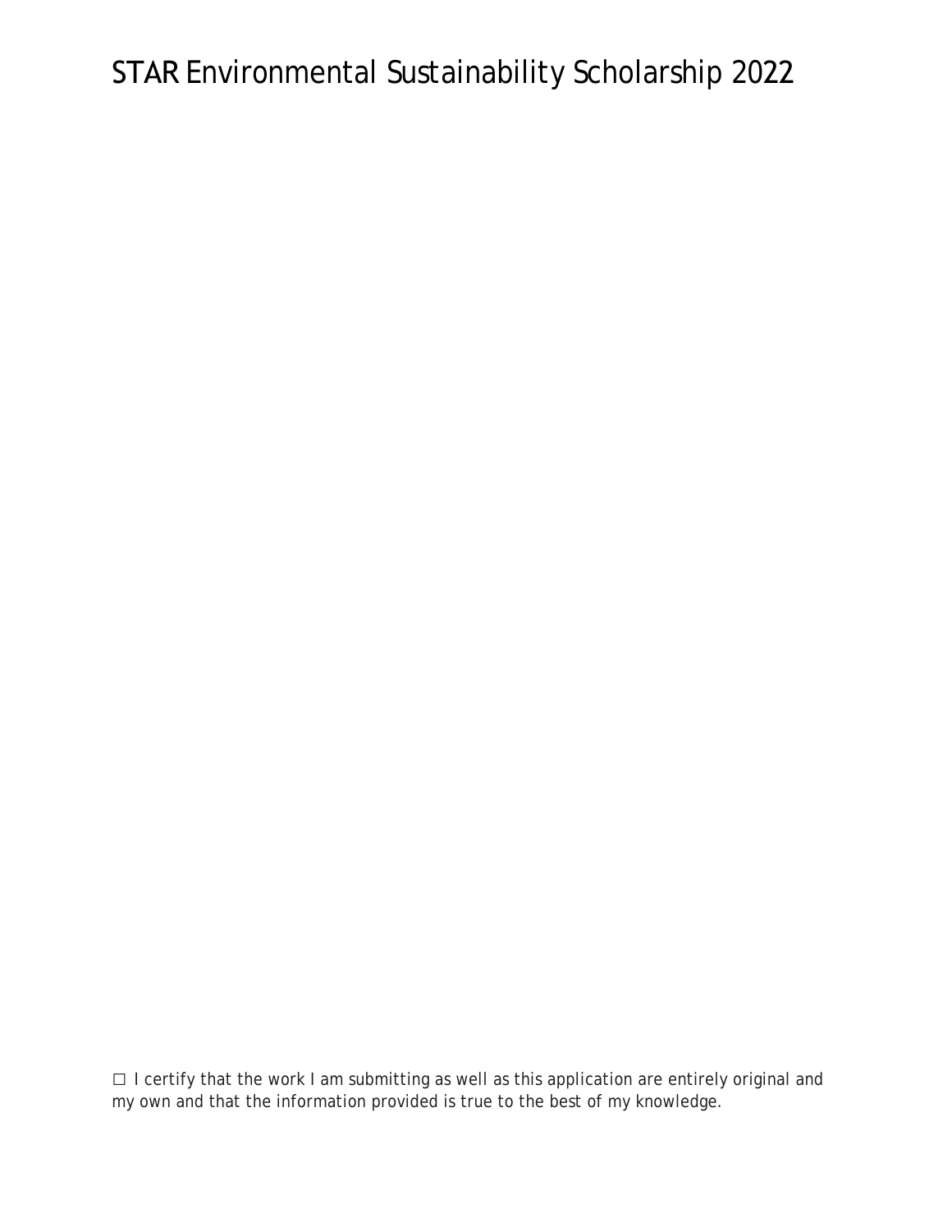# STAR Environmental Sustainability Scholarship 2022

☐ I certify that the work I am submitting as well as this application are entirely original and my own and that the information provided is true to the best of my knowledge.